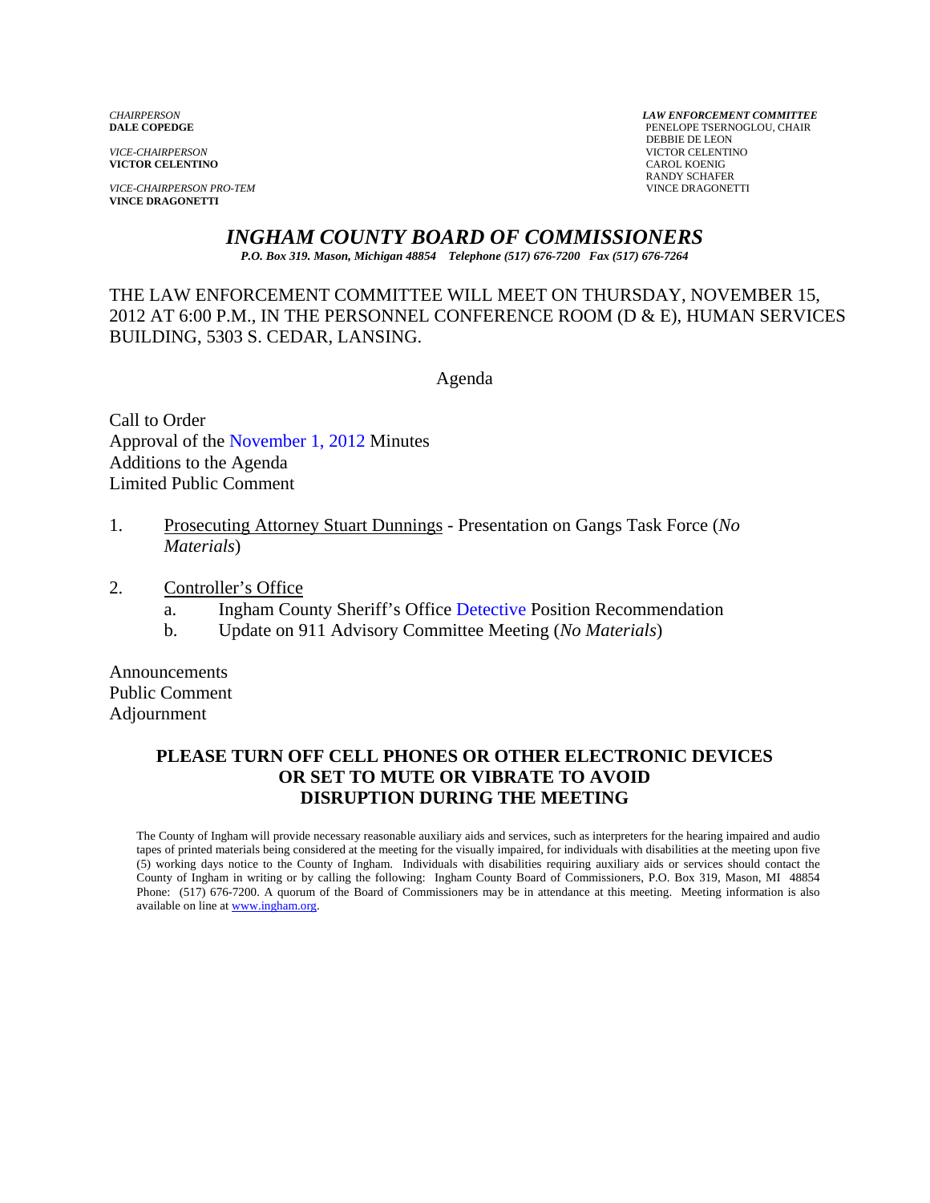*CHAIRPERSON*
**DALE COPEDGE**

*VICE-CHAIRPERSON*
**VICTOR CELENTINO**

*VICE-CHAIRPERSON PRO-TEM*
**VINCE DRAGONETTI**

***LAW ENFORCEMENT COMMITTEE***
PENELOPE TSERNOGLOU, CHAIR
DEBBIE DE LEON
VICTOR CELENTINO
CAROL KOENIG
RANDY SCHAFER
VINCE DRAGONETTI

# *INGHAM COUNTY BOARD OF COMMISSIONERS*

***P.O. Box 319. Mason, Michigan 48854 Telephone (517) 676-7200 Fax (517) 676-7264***

THE LAW ENFORCEMENT COMMITTEE WILL MEET ON THURSDAY, NOVEMBER 15, 2012 AT 6:00 P.M., IN THE PERSONNEL CONFERENCE ROOM (D & E), HUMAN SERVICES BUILDING, 5303 S. CEDAR, LANSING.

Agenda

Call to Order
Approval of the November 1, 2012 Minutes
Additions to the Agenda
Limited Public Comment

1. Prosecuting Attorney Stuart Dunnings - Presentation on Gangs Task Force (*No Materials*)

2. Controller's Office
   a. Ingham County Sheriff's Office Detective Position Recommendation
   b. Update on 911 Advisory Committee Meeting (*No Materials*)

Announcements
Public Comment
Adjournment

**PLEASE TURN OFF CELL PHONES OR OTHER ELECTRONIC DEVICES OR SET TO MUTE OR VIBRATE TO AVOID DISRUPTION DURING THE MEETING**

The County of Ingham will provide necessary reasonable auxiliary aids and services, such as interpreters for the hearing impaired and audio tapes of printed materials being considered at the meeting for the visually impaired, for individuals with disabilities at the meeting upon five (5) working days notice to the County of Ingham. Individuals with disabilities requiring auxiliary aids or services should contact the County of Ingham in writing or by calling the following: Ingham County Board of Commissioners, P.O. Box 319, Mason, MI 48854 Phone: (517) 676-7200. A quorum of the Board of Commissioners may be in attendance at this meeting. Meeting information is also available on line at www.ingham.org.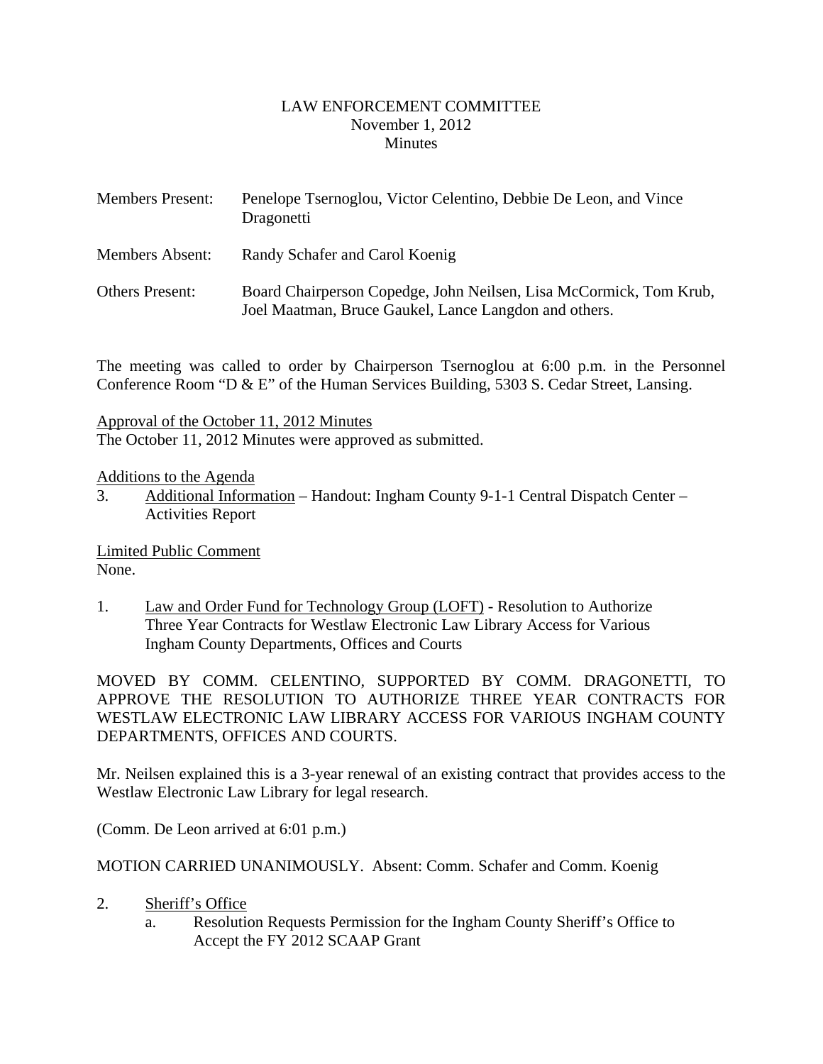LAW ENFORCEMENT COMMITTEE
November 1, 2012
Minutes

| | |
|---|---|
| Members Present: | Penelope Tsernoglou, Victor Celentino, Debbie De Leon, and Vince Dragonetti |
| Members Absent: | Randy Schafer and Carol Koenig |
| Others Present: | Board Chairperson Copedge, John Neilsen, Lisa McCormick, Tom Krub, Joel Maatman, Bruce Gaukel, Lance Langdon and others. |

The meeting was called to order by Chairperson Tsernoglou at 6:00 p.m. in the Personnel Conference Room "D & E" of the Human Services Building, 5303 S. Cedar Street, Lansing.

Approval of the October 11, 2012 Minutes
The October 11, 2012 Minutes were approved as submitted.

Additions to the Agenda

3. Additional Information – Handout: Ingham County 9-1-1 Central Dispatch Center – Activities Report

Limited Public Comment
None.

1. Law and Order Fund for Technology Group (LOFT) - Resolution to Authorize Three Year Contracts for Westlaw Electronic Law Library Access for Various Ingham County Departments, Offices and Courts

MOVED BY COMM. CELENTINO, SUPPORTED BY COMM. DRAGONETTI, TO APPROVE THE RESOLUTION TO AUTHORIZE THREE YEAR CONTRACTS FOR WESTLAW ELECTRONIC LAW LIBRARY ACCESS FOR VARIOUS INGHAM COUNTY DEPARTMENTS, OFFICES AND COURTS.

Mr. Neilsen explained this is a 3-year renewal of an existing contract that provides access to the Westlaw Electronic Law Library for legal research.

(Comm. De Leon arrived at 6:01 p.m.)

MOTION CARRIED UNANIMOUSLY. Absent: Comm. Schafer and Comm. Koenig

2. Sheriff's Office
   a. Resolution Requests Permission for the Ingham County Sheriff's Office to Accept the FY 2012 SCAAP Grant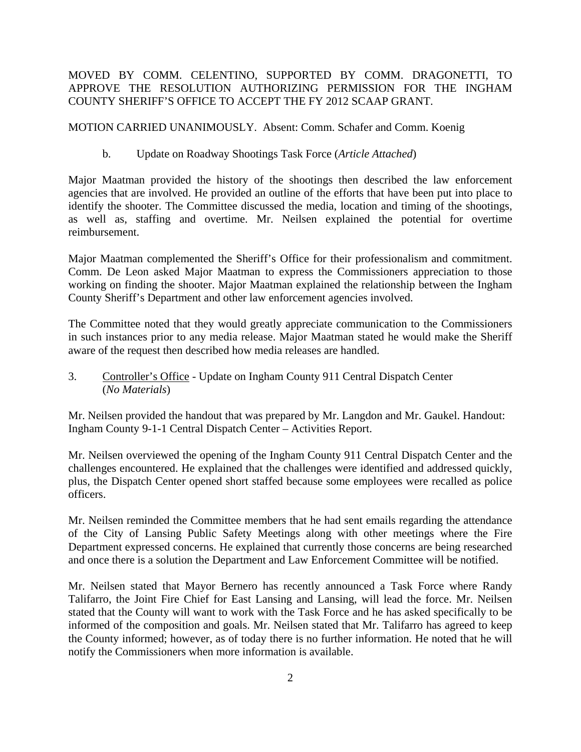MOVED BY COMM. CELENTINO, SUPPORTED BY COMM. DRAGONETTI, TO APPROVE THE RESOLUTION AUTHORIZING PERMISSION FOR THE INGHAM COUNTY SHERIFF'S OFFICE TO ACCEPT THE FY 2012 SCAAP GRANT.

MOTION CARRIED UNANIMOUSLY. Absent: Comm. Schafer and Comm. Koenig

b. Update on Roadway Shootings Task Force (*Article Attached*)

Major Maatman provided the history of the shootings then described the law enforcement agencies that are involved. He provided an outline of the efforts that have been put into place to identify the shooter. The Committee discussed the media, location and timing of the shootings, as well as, staffing and overtime. Mr. Neilsen explained the potential for overtime reimbursement.

Major Maatman complemented the Sheriff's Office for their professionalism and commitment. Comm. De Leon asked Major Maatman to express the Commissioners appreciation to those working on finding the shooter. Major Maatman explained the relationship between the Ingham County Sheriff's Department and other law enforcement agencies involved.

The Committee noted that they would greatly appreciate communication to the Commissioners in such instances prior to any media release. Major Maatman stated he would make the Sheriff aware of the request then described how media releases are handled.

3. Controller's Office - Update on Ingham County 911 Central Dispatch Center (*No Materials*)

Mr. Neilsen provided the handout that was prepared by Mr. Langdon and Mr. Gaukel. Handout: Ingham County 9-1-1 Central Dispatch Center – Activities Report.

Mr. Neilsen overviewed the opening of the Ingham County 911 Central Dispatch Center and the challenges encountered. He explained that the challenges were identified and addressed quickly, plus, the Dispatch Center opened short staffed because some employees were recalled as police officers.

Mr. Neilsen reminded the Committee members that he had sent emails regarding the attendance of the City of Lansing Public Safety Meetings along with other meetings where the Fire Department expressed concerns. He explained that currently those concerns are being researched and once there is a solution the Department and Law Enforcement Committee will be notified.

Mr. Neilsen stated that Mayor Bernero has recently announced a Task Force where Randy Talifarro, the Joint Fire Chief for East Lansing and Lansing, will lead the force. Mr. Neilsen stated that the County will want to work with the Task Force and he has asked specifically to be informed of the composition and goals. Mr. Neilsen stated that Mr. Talifarro has agreed to keep the County informed; however, as of today there is no further information. He noted that he will notify the Commissioners when more information is available.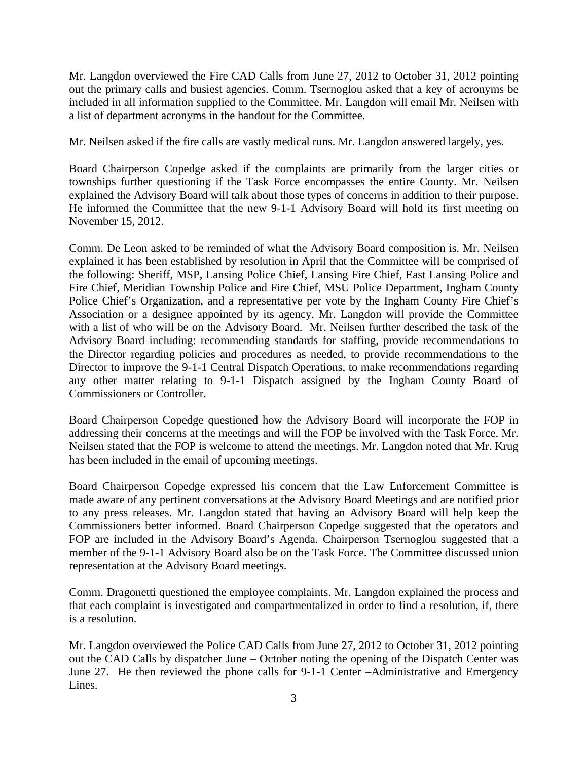Mr. Langdon overviewed the Fire CAD Calls from June 27, 2012 to October 31, 2012 pointing out the primary calls and busiest agencies. Comm. Tsernoglou asked that a key of acronyms be included in all information supplied to the Committee. Mr. Langdon will email Mr. Neilsen with a list of department acronyms in the handout for the Committee.

Mr. Neilsen asked if the fire calls are vastly medical runs. Mr. Langdon answered largely, yes.

Board Chairperson Copedge asked if the complaints are primarily from the larger cities or townships further questioning if the Task Force encompasses the entire County. Mr. Neilsen explained the Advisory Board will talk about those types of concerns in addition to their purpose. He informed the Committee that the new 9-1-1 Advisory Board will hold its first meeting on November 15, 2012.

Comm. De Leon asked to be reminded of what the Advisory Board composition is. Mr. Neilsen explained it has been established by resolution in April that the Committee will be comprised of the following: Sheriff, MSP, Lansing Police Chief, Lansing Fire Chief, East Lansing Police and Fire Chief, Meridian Township Police and Fire Chief, MSU Police Department, Ingham County Police Chief's Organization, and a representative per vote by the Ingham County Fire Chief's Association or a designee appointed by its agency. Mr. Langdon will provide the Committee with a list of who will be on the Advisory Board. Mr. Neilsen further described the task of the Advisory Board including: recommending standards for staffing, provide recommendations to the Director regarding policies and procedures as needed, to provide recommendations to the Director to improve the 9-1-1 Central Dispatch Operations, to make recommendations regarding any other matter relating to 9-1-1 Dispatch assigned by the Ingham County Board of Commissioners or Controller.

Board Chairperson Copedge questioned how the Advisory Board will incorporate the FOP in addressing their concerns at the meetings and will the FOP be involved with the Task Force. Mr. Neilsen stated that the FOP is welcome to attend the meetings. Mr. Langdon noted that Mr. Krug has been included in the email of upcoming meetings.

Board Chairperson Copedge expressed his concern that the Law Enforcement Committee is made aware of any pertinent conversations at the Advisory Board Meetings and are notified prior to any press releases. Mr. Langdon stated that having an Advisory Board will help keep the Commissioners better informed. Board Chairperson Copedge suggested that the operators and FOP are included in the Advisory Board's Agenda. Chairperson Tsernoglou suggested that a member of the 9-1-1 Advisory Board also be on the Task Force. The Committee discussed union representation at the Advisory Board meetings.

Comm. Dragonetti questioned the employee complaints. Mr. Langdon explained the process and that each complaint is investigated and compartmentalized in order to find a resolution, if, there is a resolution.

Mr. Langdon overviewed the Police CAD Calls from June 27, 2012 to October 31, 2012 pointing out the CAD Calls by dispatcher June – October noting the opening of the Dispatch Center was June 27. He then reviewed the phone calls for 9-1-1 Center –Administrative and Emergency Lines.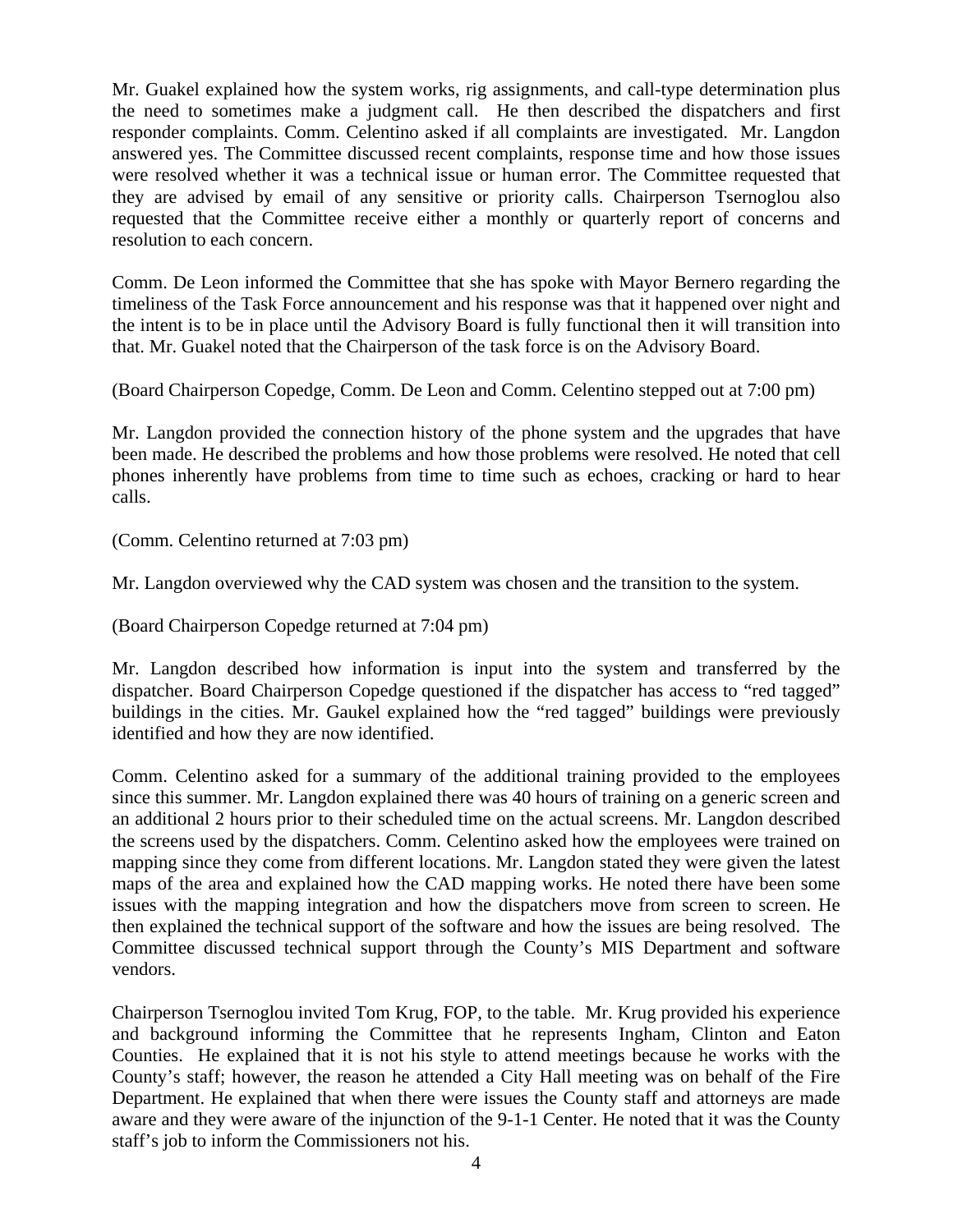Mr. Guakel explained how the system works, rig assignments, and call-type determination plus the need to sometimes make a judgment call. He then described the dispatchers and first responder complaints. Comm. Celentino asked if all complaints are investigated. Mr. Langdon answered yes. The Committee discussed recent complaints, response time and how those issues were resolved whether it was a technical issue or human error. The Committee requested that they are advised by email of any sensitive or priority calls. Chairperson Tsernoglou also requested that the Committee receive either a monthly or quarterly report of concerns and resolution to each concern.

Comm. De Leon informed the Committee that she has spoke with Mayor Bernero regarding the timeliness of the Task Force announcement and his response was that it happened over night and the intent is to be in place until the Advisory Board is fully functional then it will transition into that. Mr. Guakel noted that the Chairperson of the task force is on the Advisory Board.

(Board Chairperson Copedge, Comm. De Leon and Comm. Celentino stepped out at 7:00 pm)

Mr. Langdon provided the connection history of the phone system and the upgrades that have been made. He described the problems and how those problems were resolved. He noted that cell phones inherently have problems from time to time such as echoes, cracking or hard to hear calls.

(Comm. Celentino returned at 7:03 pm)

Mr. Langdon overviewed why the CAD system was chosen and the transition to the system.

(Board Chairperson Copedge returned at 7:04 pm)

Mr. Langdon described how information is input into the system and transferred by the dispatcher. Board Chairperson Copedge questioned if the dispatcher has access to "red tagged" buildings in the cities. Mr. Gaukel explained how the "red tagged" buildings were previously identified and how they are now identified.

Comm. Celentino asked for a summary of the additional training provided to the employees since this summer. Mr. Langdon explained there was 40 hours of training on a generic screen and an additional 2 hours prior to their scheduled time on the actual screens. Mr. Langdon described the screens used by the dispatchers. Comm. Celentino asked how the employees were trained on mapping since they come from different locations. Mr. Langdon stated they were given the latest maps of the area and explained how the CAD mapping works. He noted there have been some issues with the mapping integration and how the dispatchers move from screen to screen. He then explained the technical support of the software and how the issues are being resolved. The Committee discussed technical support through the County's MIS Department and software vendors.

Chairperson Tsernoglou invited Tom Krug, FOP, to the table. Mr. Krug provided his experience and background informing the Committee that he represents Ingham, Clinton and Eaton Counties. He explained that it is not his style to attend meetings because he works with the County's staff; however, the reason he attended a City Hall meeting was on behalf of the Fire Department. He explained that when there were issues the County staff and attorneys are made aware and they were aware of the injunction of the 9-1-1 Center. He noted that it was the County staff's job to inform the Commissioners not his.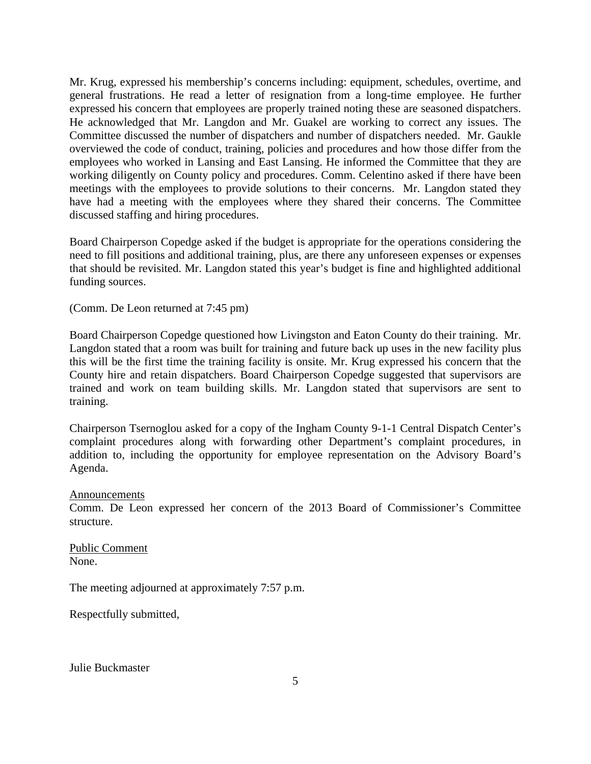Mr. Krug, expressed his membership's concerns including: equipment, schedules, overtime, and general frustrations. He read a letter of resignation from a long-time employee. He further expressed his concern that employees are properly trained noting these are seasoned dispatchers. He acknowledged that Mr. Langdon and Mr. Guakel are working to correct any issues. The Committee discussed the number of dispatchers and number of dispatchers needed. Mr. Gaukle overviewed the code of conduct, training, policies and procedures and how those differ from the employees who worked in Lansing and East Lansing. He informed the Committee that they are working diligently on County policy and procedures. Comm. Celentino asked if there have been meetings with the employees to provide solutions to their concerns. Mr. Langdon stated they have had a meeting with the employees where they shared their concerns. The Committee discussed staffing and hiring procedures.

Board Chairperson Copedge asked if the budget is appropriate for the operations considering the need to fill positions and additional training, plus, are there any unforeseen expenses or expenses that should be revisited. Mr. Langdon stated this year's budget is fine and highlighted additional funding sources.

(Comm. De Leon returned at 7:45 pm)

Board Chairperson Copedge questioned how Livingston and Eaton County do their training. Mr. Langdon stated that a room was built for training and future back up uses in the new facility plus this will be the first time the training facility is onsite. Mr. Krug expressed his concern that the County hire and retain dispatchers. Board Chairperson Copedge suggested that supervisors are trained and work on team building skills. Mr. Langdon stated that supervisors are sent to training.

Chairperson Tsernoglou asked for a copy of the Ingham County 9-1-1 Central Dispatch Center's complaint procedures along with forwarding other Department's complaint procedures, in addition to, including the opportunity for employee representation on the Advisory Board's Agenda.

Announcements

Comm. De Leon expressed her concern of the 2013 Board of Commissioner's Committee structure.

Public Comment

None.

The meeting adjourned at approximately 7:57 p.m.

Respectfully submitted,

Julie Buckmaster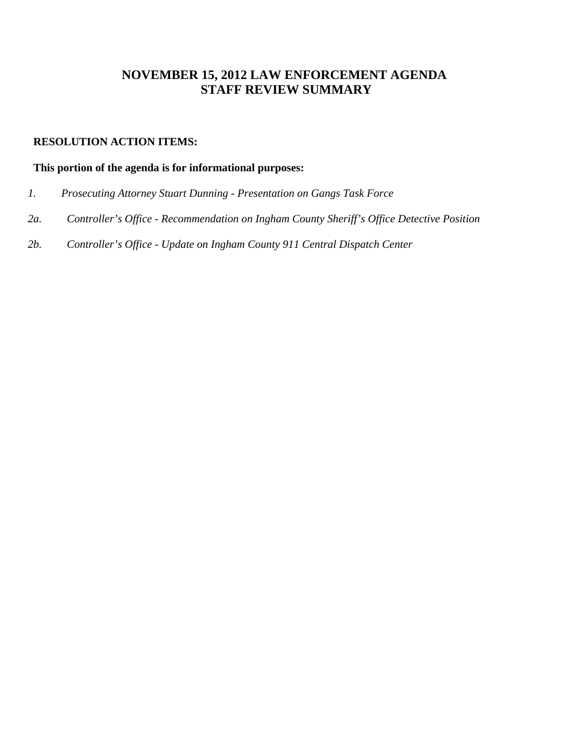# NOVEMBER 15, 2012 LAW ENFORCEMENT AGENDA
# STAFF REVIEW SUMMARY

**RESOLUTION ACTION ITEMS:**

**This portion of the agenda is for informational purposes:**

*1. Prosecuting Attorney Stuart Dunning - Presentation on Gangs Task Force*

*2a. Controller's Office - Recommendation on Ingham County Sheriff's Office Detective Position*

*2b. Controller's Office - Update on Ingham County 911 Central Dispatch Center*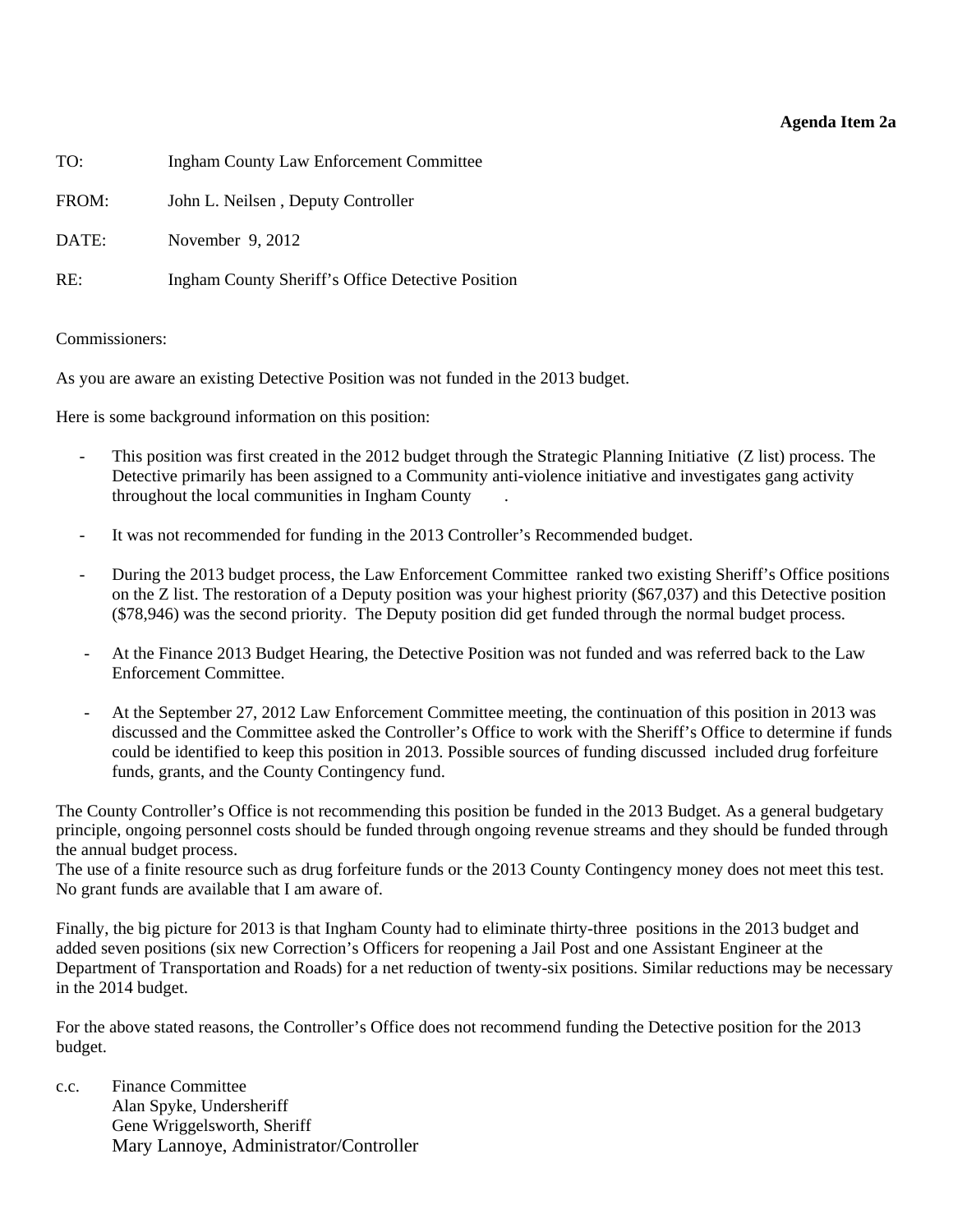**Agenda Item 2a**

TO: Ingham County Law Enforcement Committee

FROM: John L. Neilsen , Deputy Controller

DATE: November 9, 2012

RE: Ingham County Sheriff's Office Detective Position

Commissioners:

As you are aware an existing Detective Position was not funded in the 2013 budget.

Here is some background information on this position:

- This position was first created in the 2012 budget through the Strategic Planning Initiative (Z list) process. The Detective primarily has been assigned to a Community anti-violence initiative and investigates gang activity throughout the local communities in Ingham County .

- It was not recommended for funding in the 2013 Controller's Recommended budget.

- During the 2013 budget process, the Law Enforcement Committee ranked two existing Sheriff's Office positions on the Z list. The restoration of a Deputy position was your highest priority ($67,037) and this Detective position ($78,946) was the second priority. The Deputy position did get funded through the normal budget process.

- At the Finance 2013 Budget Hearing, the Detective Position was not funded and was referred back to the Law Enforcement Committee.

- At the September 27, 2012 Law Enforcement Committee meeting, the continuation of this position in 2013 was discussed and the Committee asked the Controller's Office to work with the Sheriff's Office to determine if funds could be identified to keep this position in 2013. Possible sources of funding discussed included drug forfeiture funds, grants, and the County Contingency fund.

The County Controller's Office is not recommending this position be funded in the 2013 Budget. As a general budgetary principle, ongoing personnel costs should be funded through ongoing revenue streams and they should be funded through the annual budget process.
The use of a finite resource such as drug forfeiture funds or the 2013 County Contingency money does not meet this test. No grant funds are available that I am aware of.

Finally, the big picture for 2013 is that Ingham County had to eliminate thirty-three positions in the 2013 budget and added seven positions (six new Correction's Officers for reopening a Jail Post and one Assistant Engineer at the Department of Transportation and Roads) for a net reduction of twenty-six positions. Similar reductions may be necessary in the 2014 budget.

For the above stated reasons, the Controller's Office does not recommend funding the Detective position for the 2013 budget.

c.c. Finance Committee
Alan Spyke, Undersheriff
Gene Wriggelsworth, Sheriff
Mary Lannoye, Administrator/Controller